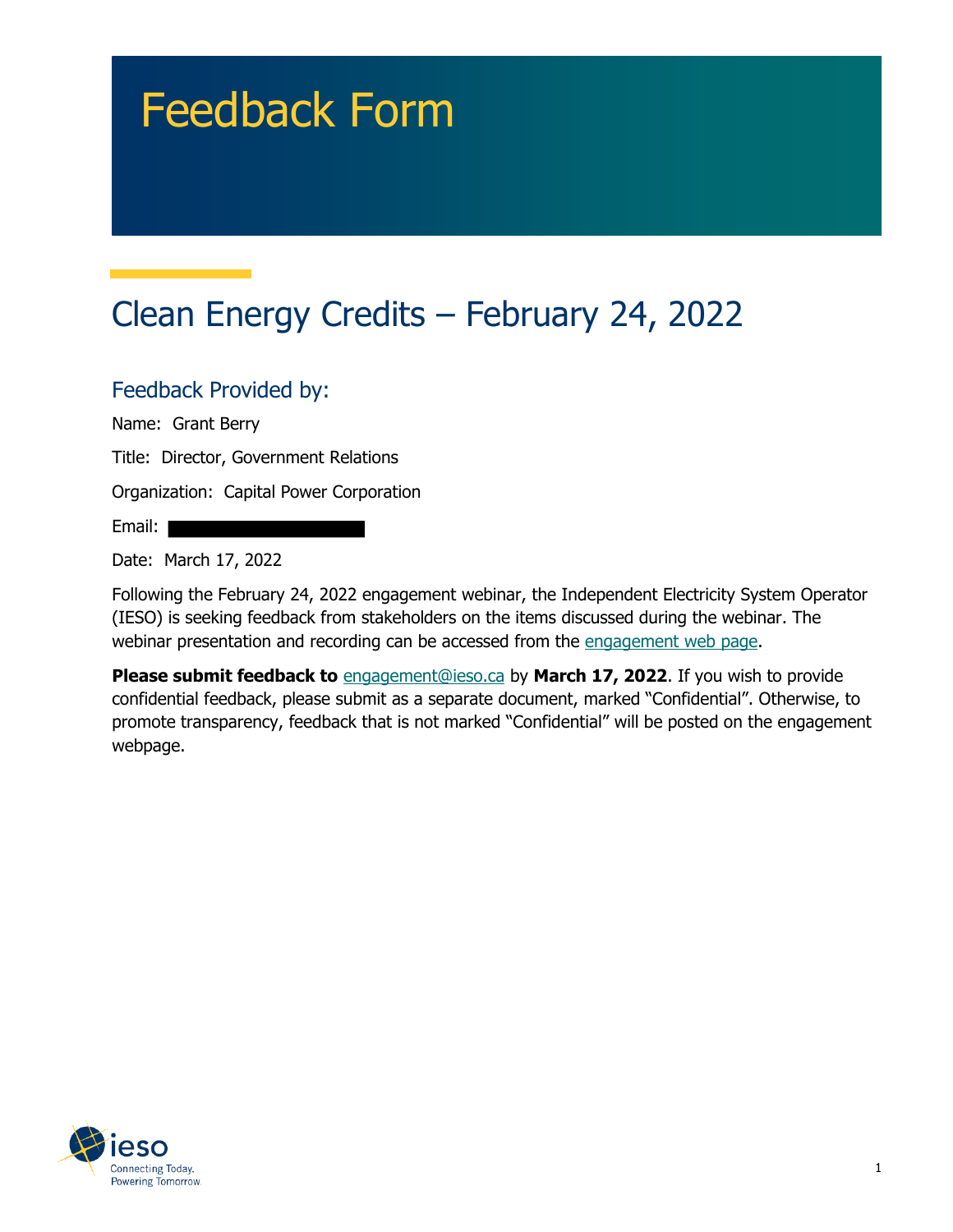# Feedback Form

## Clean Energy Credits – February 24, 2022

### Feedback Provided by:

Name: Grant Berry

Title: Director, Government Relations

Organization: Capital Power Corporation

Email:

Date: March 17, 2022

Following the February 24, 2022 engagement webinar, the Independent Electricity System Operator (IESO) is seeking feedback from stakeholders on the items discussed during the webinar. The webinar presentation and recording can be accessed from the engagement web page.

**Please submit feedback to** engagement@ieso.ca by **March 17, 2022**. If you wish to provide confidential feedback, please submit as a separate document, marked "Confidential". Otherwise, to promote transparency, feedback that is not marked "Confidential" will be posted on the engagement webpage.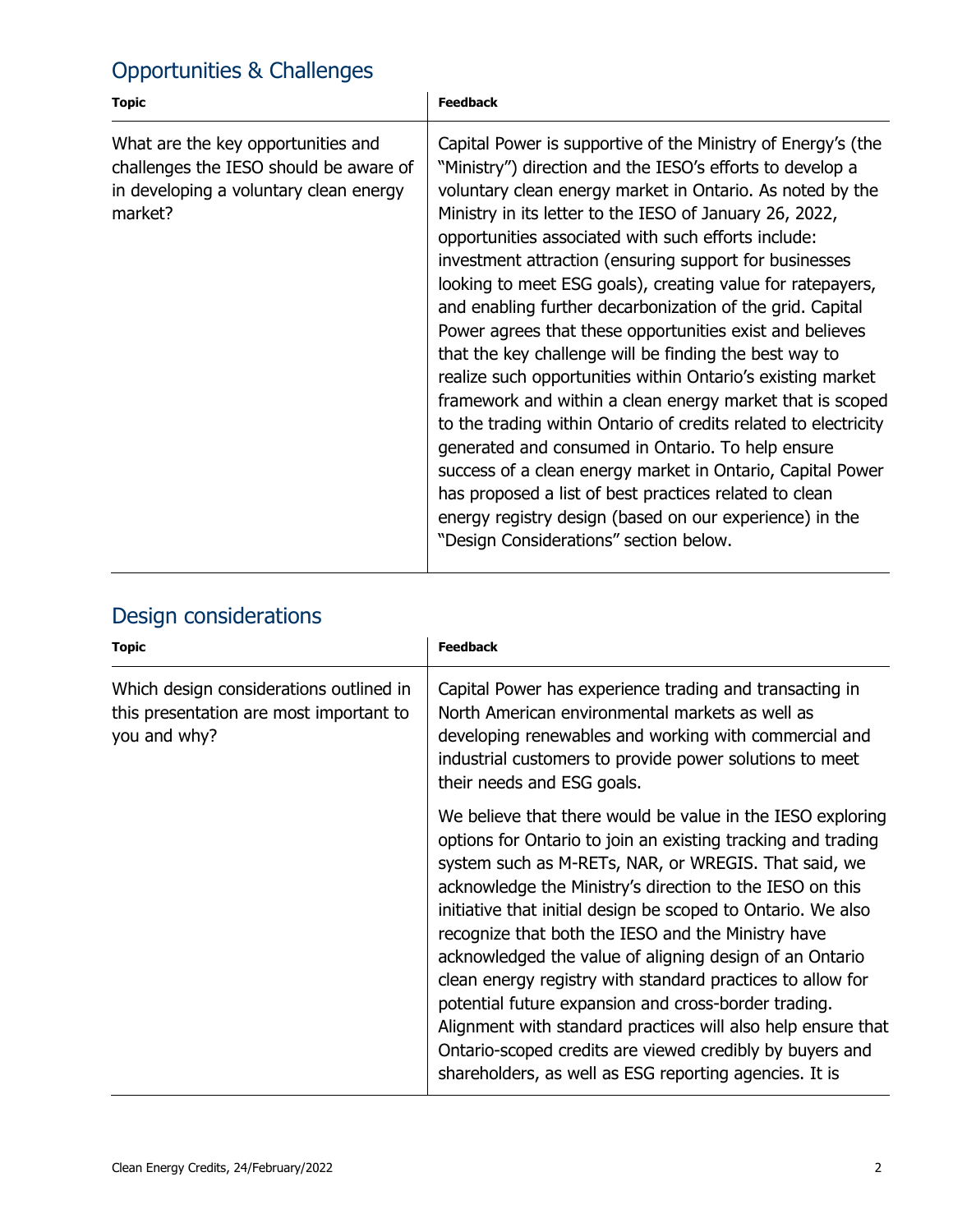## Opportunities & Challenges

| Topic | Feedback |
| --- | --- |
| What are the key opportunities and challenges the IESO should be aware of in developing a voluntary clean energy market? | Capital Power is supportive of the Ministry of Energy's (the "Ministry") direction and the IESO's efforts to develop a voluntary clean energy market in Ontario. As noted by the Ministry in its letter to the IESO of January 26, 2022, opportunities associated with such efforts include: investment attraction (ensuring support for businesses looking to meet ESG goals), creating value for ratepayers, and enabling further decarbonization of the grid. Capital Power agrees that these opportunities exist and believes that the key challenge will be finding the best way to realize such opportunities within Ontario's existing market framework and within a clean energy market that is scoped to the trading within Ontario of credits related to electricity generated and consumed in Ontario. To help ensure success of a clean energy market in Ontario, Capital Power has proposed a list of best practices related to clean energy registry design (based on our experience) in the "Design Considerations" section below. |

## Design considerations

| Topic | Feedback |
| --- | --- |
| Which design considerations outlined in this presentation are most important to you and why? | Capital Power has experience trading and transacting in North American environmental markets as well as developing renewables and working with commercial and industrial customers to provide power solutions to meet their needs and ESG goals.<br><br>We believe that there would be value in the IESO exploring options for Ontario to join an existing tracking and trading system such as M-RETs, NAR, or WREGIS. That said, we acknowledge the Ministry's direction to the IESO on this initiative that initial design be scoped to Ontario. We also recognize that both the IESO and the Ministry have acknowledged the value of aligning design of an Ontario clean energy registry with standard practices to allow for potential future expansion and cross-border trading. Alignment with standard practices will also help ensure that Ontario-scoped credits are viewed credibly by buyers and shareholders, as well as ESG reporting agencies. It is |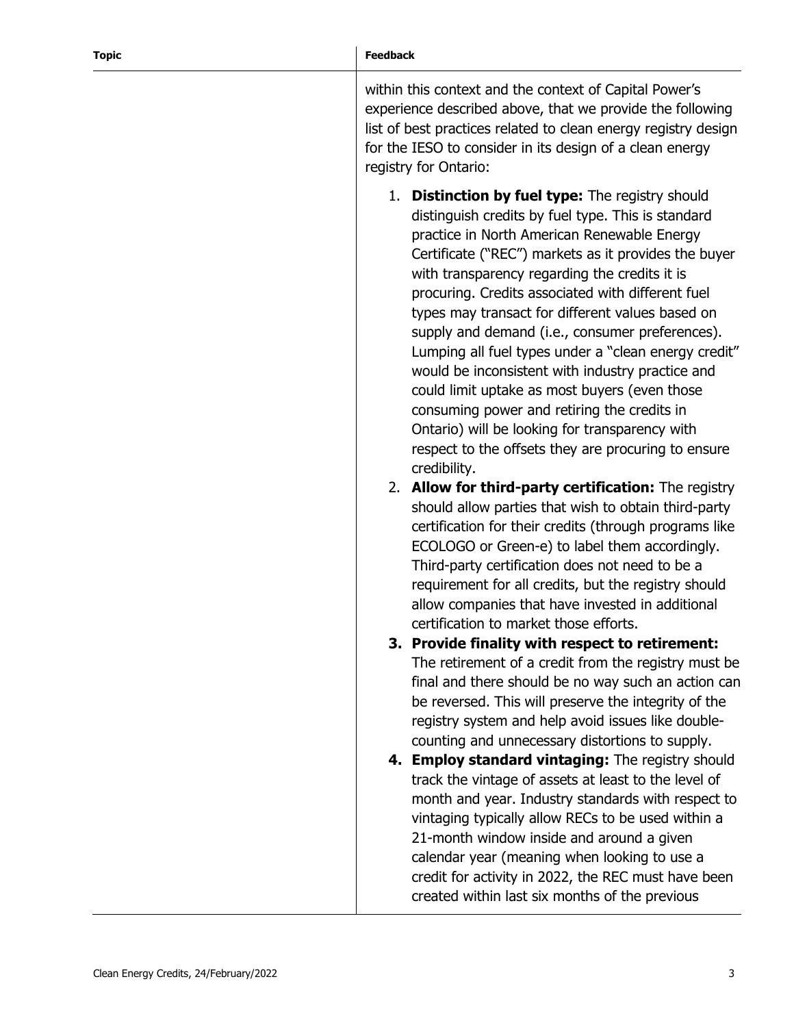| Topic | Feedback |
| --- | --- |
| | within this context and the context of Capital Power's experience described above, that we provide the following list of best practices related to clean energy registry design for the IESO to consider in its design of a clean energy registry for Ontario:<br><br>1. **Distinction by fuel type:** The registry should distinguish credits by fuel type. This is standard practice in North American Renewable Energy Certificate ("REC") markets as it provides the buyer with transparency regarding the credits it is procuring. Credits associated with different fuel types may transact for different values based on supply and demand (i.e., consumer preferences). Lumping all fuel types under a "clean energy credit" would be inconsistent with industry practice and could limit uptake as most buyers (even those consuming power and retiring the credits in Ontario) will be looking for transparency with respect to the offsets they are procuring to ensure credibility.<br>2. **Allow for third-party certification:** The registry should allow parties that wish to obtain third-party certification for their credits (through programs like ECOLOGO or Green-e) to label them accordingly. Third-party certification does not need to be a requirement for all credits, but the registry should allow companies that have invested in additional certification to market those efforts.<br>3. **Provide finality with respect to retirement:** The retirement of a credit from the registry must be final and there should be no way such an action can be reversed. This will preserve the integrity of the registry system and help avoid issues like double-counting and unnecessary distortions to supply.<br>4. **Employ standard vintaging:** The registry should track the vintage of assets at least to the level of month and year. Industry standards with respect to vintaging typically allow RECs to be used within a 21-month window inside and around a given calendar year (meaning when looking to use a credit for activity in 2022, the REC must have been created within last six months of the previous |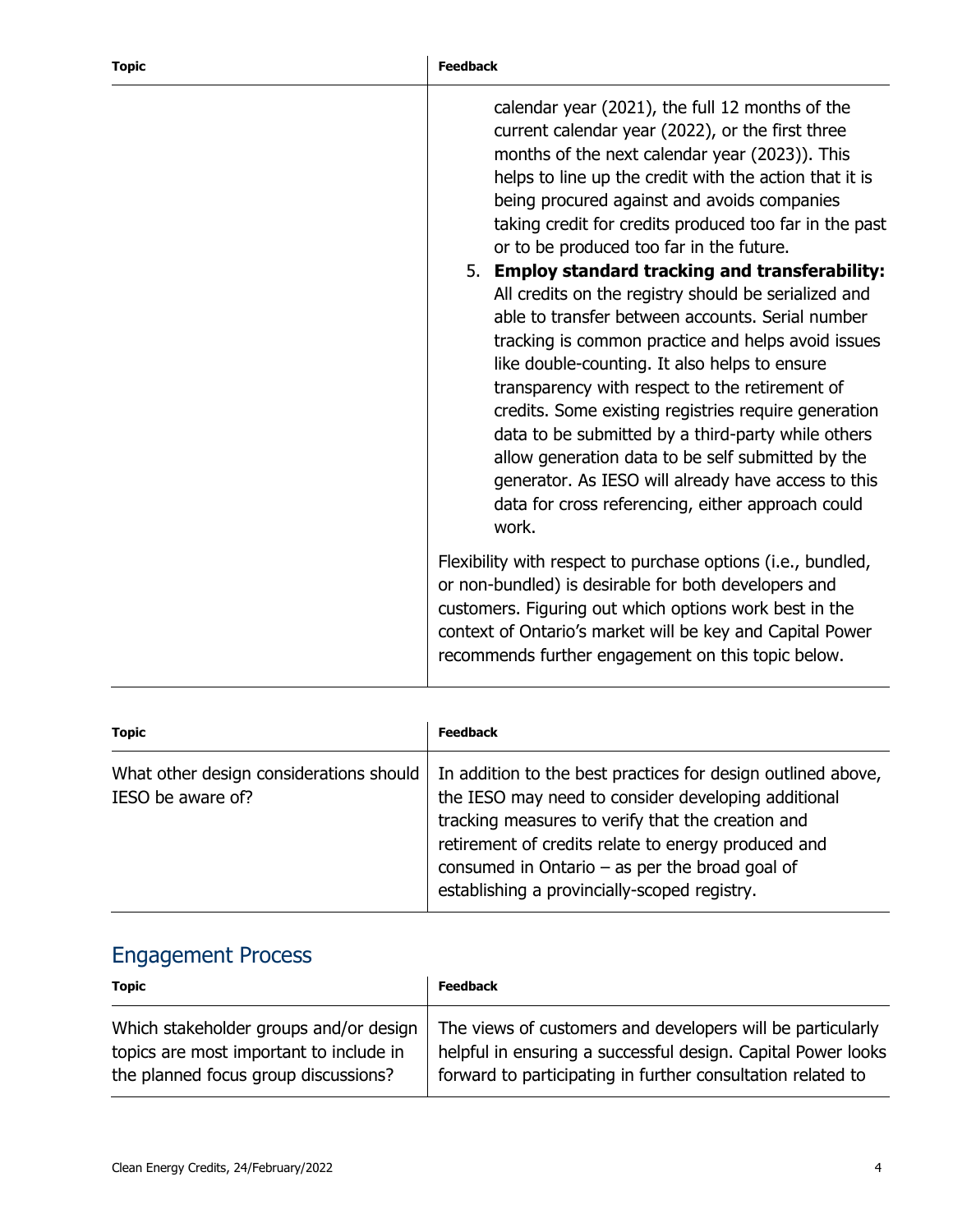| Topic | Feedback |
| --- | --- |
| | calendar year (2021), the full 12 months of the current calendar year (2022), or the first three months of the next calendar year (2023)). This helps to line up the credit with the action that it is being procured against and avoids companies taking credit for credits produced too far in the past or to be produced too far in the future.<br>5. **Employ standard tracking and transferability:** All credits on the registry should be serialized and able to transfer between accounts. Serial number tracking is common practice and helps avoid issues like double-counting. It also helps to ensure transparency with respect to the retirement of credits. Some existing registries require generation data to be submitted by a third-party while others allow generation data to be self submitted by the generator. As IESO will already have access to this data for cross referencing, either approach could work.<br><br>Flexibility with respect to purchase options (i.e., bundled, or non-bundled) is desirable for both developers and customers. Figuring out which options work best in the context of Ontario's market will be key and Capital Power recommends further engagement on this topic below. |

| Topic | Feedback |
| --- | --- |
| What other design considerations should IESO be aware of? | In addition to the best practices for design outlined above, the IESO may need to consider developing additional tracking measures to verify that the creation and retirement of credits relate to energy produced and consumed in Ontario – as per the broad goal of establishing a provincially-scoped registry. |

## Engagement Process

| Topic | Feedback |
| --- | --- |
| Which stakeholder groups and/or design topics are most important to include in the planned focus group discussions? | The views of customers and developers will be particularly helpful in ensuring a successful design. Capital Power looks forward to participating in further consultation related to |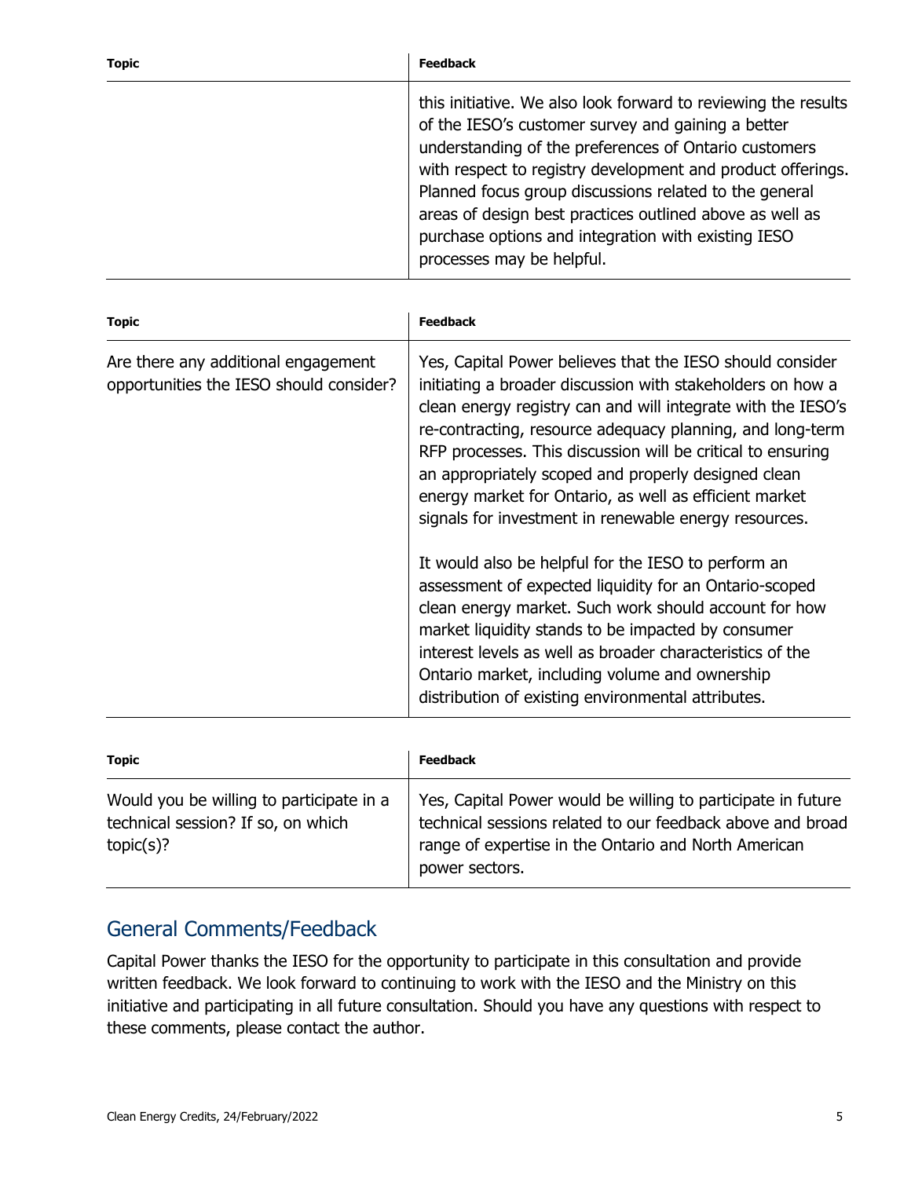| Topic | Feedback |
| --- | --- |
| | this initiative. We also look forward to reviewing the results of the IESO's customer survey and gaining a better understanding of the preferences of Ontario customers with respect to registry development and product offerings. Planned focus group discussions related to the general areas of design best practices outlined above as well as purchase options and integration with existing IESO processes may be helpful. |

| Topic | Feedback |
| --- | --- |
| Are there any additional engagement opportunities the IESO should consider? | Yes, Capital Power believes that the IESO should consider initiating a broader discussion with stakeholders on how a clean energy registry can and will integrate with the IESO's re-contracting, resource adequacy planning, and long-term RFP processes. This discussion will be critical to ensuring an appropriately scoped and properly designed clean energy market for Ontario, as well as efficient market signals for investment in renewable energy resources.<br><br>It would also be helpful for the IESO to perform an assessment of expected liquidity for an Ontario-scoped clean energy market. Such work should account for how market liquidity stands to be impacted by consumer interest levels as well as broader characteristics of the Ontario market, including volume and ownership distribution of existing environmental attributes. |

| Topic | Feedback |
| --- | --- |
| Would you be willing to participate in a technical session? If so, on which topic(s)? | Yes, Capital Power would be willing to participate in future technical sessions related to our feedback above and broad range of expertise in the Ontario and North American power sectors. |

## General Comments/Feedback

Capital Power thanks the IESO for the opportunity to participate in this consultation and provide written feedback. We look forward to continuing to work with the IESO and the Ministry on this initiative and participating in all future consultation. Should you have any questions with respect to these comments, please contact the author.